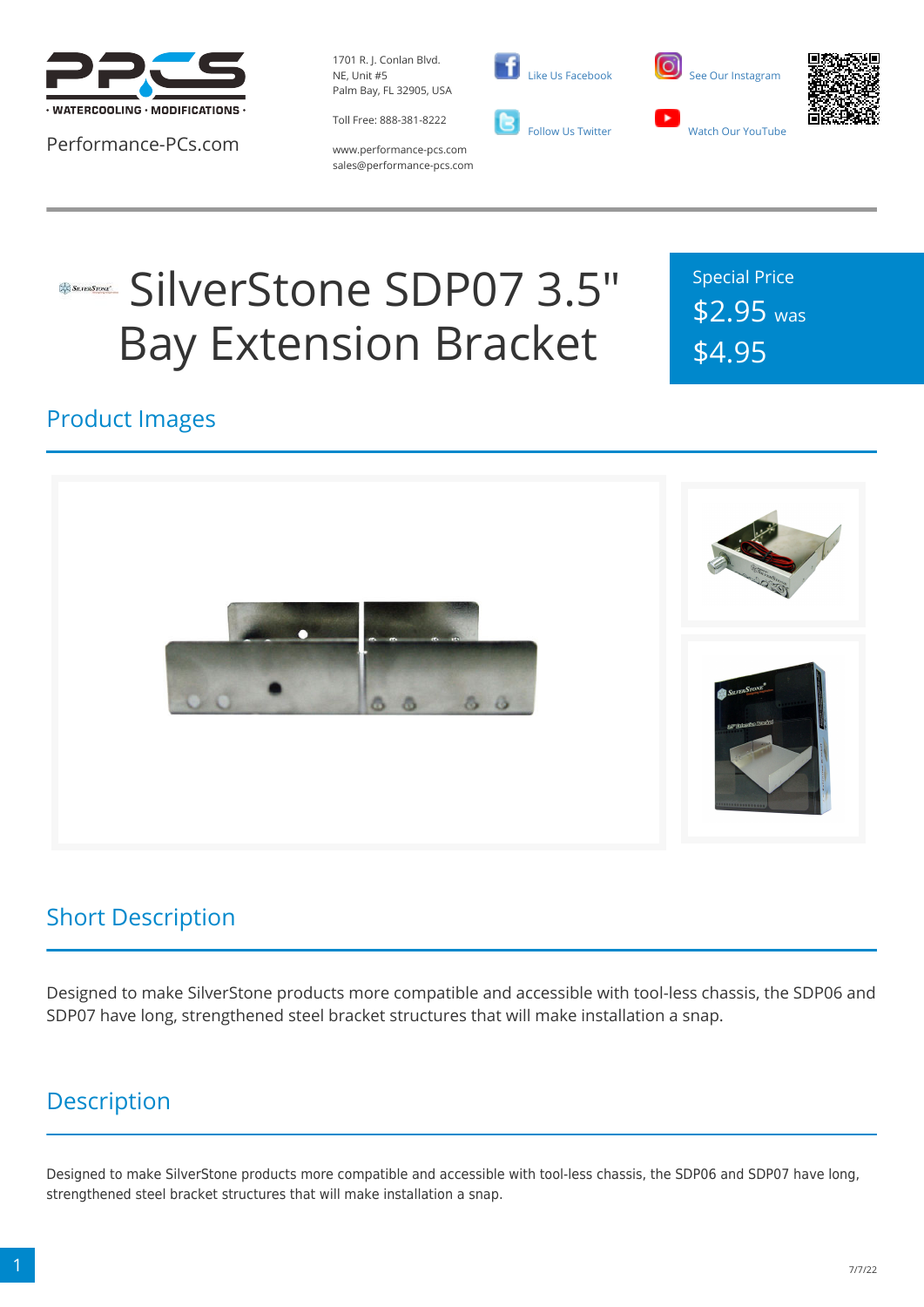Performance-PCs.com

1701 R. J. Conlan Blvd.
NE, Unit #5
Palm Bay, FL 32905, USA

Toll Free: 888-381-8222

www.performance-pcs.com
sales@performance-pcs.com

Like Us Facebook

Follow Us Twitter

See Our Instagram

Watch Our YouTube

# SilverStone SDP07 3.5" Bay Extension Bracket

Special Price
$2.95 was
$4.95

## Product Images

## Short Description

Designed to make SilverStone products more compatible and accessible with tool-less chassis, the SDP06 and SDP07 have long, strengthened steel bracket structures that will make installation a snap.

## Description

Designed to make SilverStone products more compatible and accessible with tool-less chassis, the SDP06 and SDP07 have long, strengthened steel bracket structures that will make installation a snap.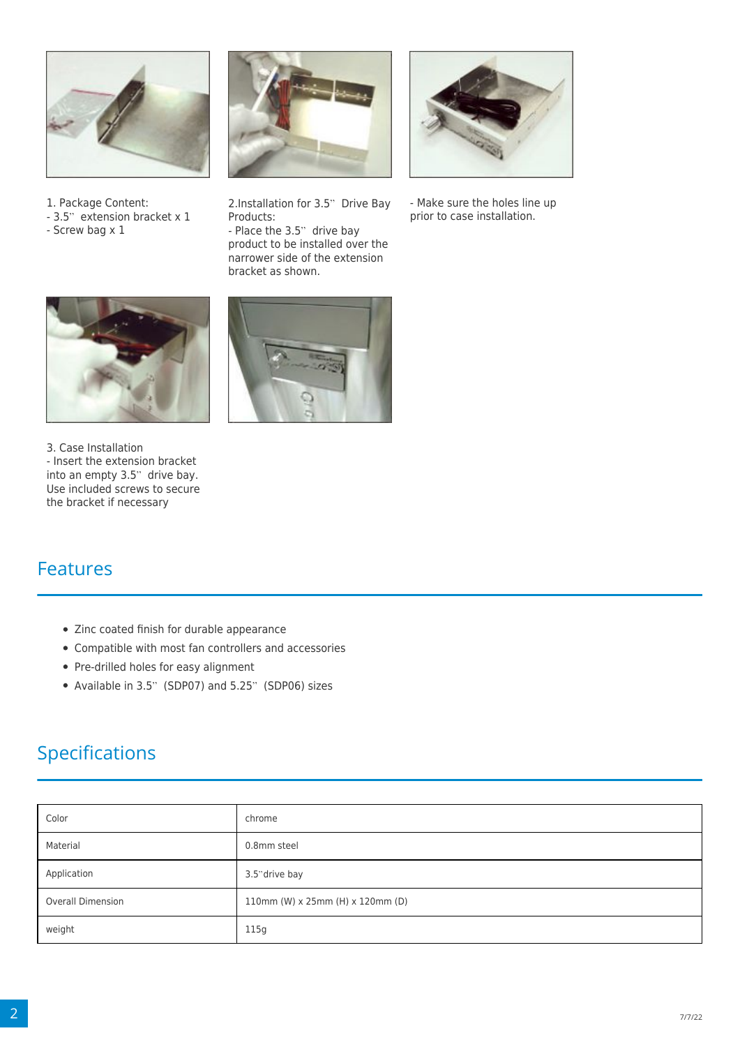1. Package Content:
- 3.5" extension bracket x 1
- Screw bag x 1

2.Installation for 3.5" Drive Bay Products:
- Place the 3.5" drive bay product to be installed over the narrower side of the extension bracket as shown.

- Make sure the holes line up prior to case installation.

3. Case Installation
- Insert the extension bracket into an empty 3.5" drive bay. Use included screws to secure the bracket if necessary

## Features

- Zinc coated finish for durable appearance
- Compatible with most fan controllers and accessories
- Pre-drilled holes for easy alignment
- Available in 3.5" (SDP07) and 5.25" (SDP06) sizes

## Specifications

| | |
|---|---|
| Color | chrome |
| Material | 0.8mm steel |
| Application | 3.5"drive bay |
| Overall Dimension | 110mm (W) x 25mm (H) x 120mm (D) |
| weight | 115g |

7/7/22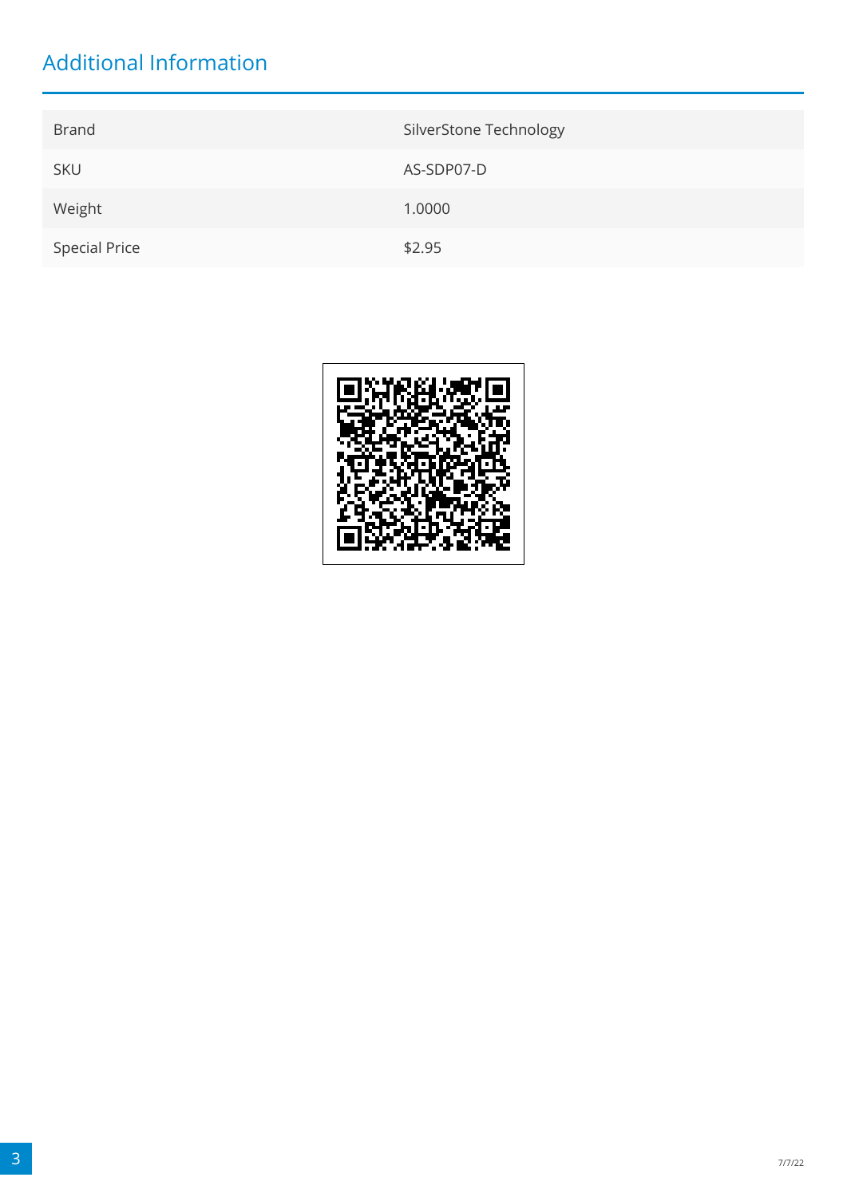## Additional Information

| | |
|---|---|
| Brand | SilverStone Technology |
| SKU | AS-SDP07-D |
| Weight | 1.0000 |
| Special Price | $2.95 |